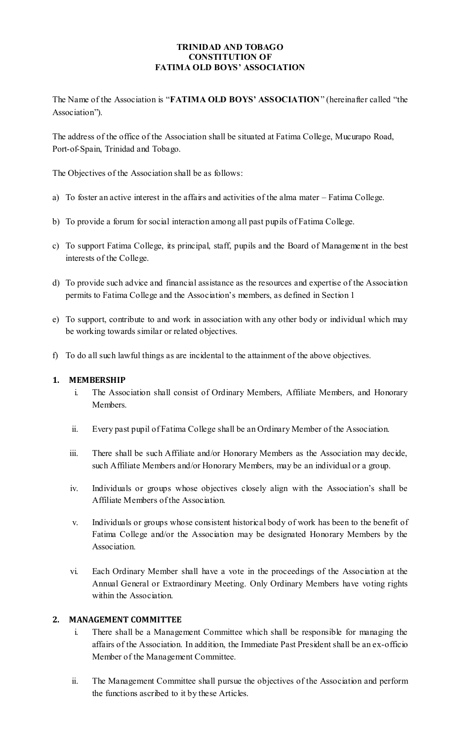**TRINIDAD AND TOBAGO**
**CONSTITUTION OF**
**FATIMA OLD BOYS' ASSOCIATION**

The Name of the Association is "**FATIMA OLD BOYS' ASSOCIATION**" (hereinafter called "the Association").

The address of the office of the Association shall be situated at Fatima College, Mucurapo Road, Port-of-Spain, Trinidad and Tobago.

The Objectives of the Association shall be as follows:

a) To foster an active interest in the affairs and activities of the alma mater – Fatima College.

b) To provide a forum for social interaction among all past pupils of Fatima College.

c) To support Fatima College, its principal, staff, pupils and the Board of Management in the best interests of the College.

d) To provide such advice and financial assistance as the resources and expertise of the Association permits to Fatima College and the Association's members, as defined in Section 1

e) To support, contribute to and work in association with any other body or individual which may be working towards similar or related objectives.

f) To do all such lawful things as are incidental to the attainment of the above objectives.

## 1. MEMBERSHIP

i. The Association shall consist of Ordinary Members, Affiliate Members, and Honorary Members.

ii. Every past pupil of Fatima College shall be an Ordinary Member of the Association.

iii. There shall be such Affiliate and/or Honorary Members as the Association may decide, such Affiliate Members and/or Honorary Members, may be an individual or a group.

iv. Individuals or groups whose objectives closely align with the Association's shall be Affiliate Members of the Association.

v. Individuals or groups whose consistent historical body of work has been to the benefit of Fatima College and/or the Association may be designated Honorary Members by the Association.

vi. Each Ordinary Member shall have a vote in the proceedings of the Association at the Annual General or Extraordinary Meeting. Only Ordinary Members have voting rights within the Association.

## 2. MANAGEMENT COMMITTEE

i. There shall be a Management Committee which shall be responsible for managing the affairs of the Association. In addition, the Immediate Past President shall be an ex-officio Member of the Management Committee.

ii. The Management Committee shall pursue the objectives of the Association and perform the functions ascribed to it by these Articles.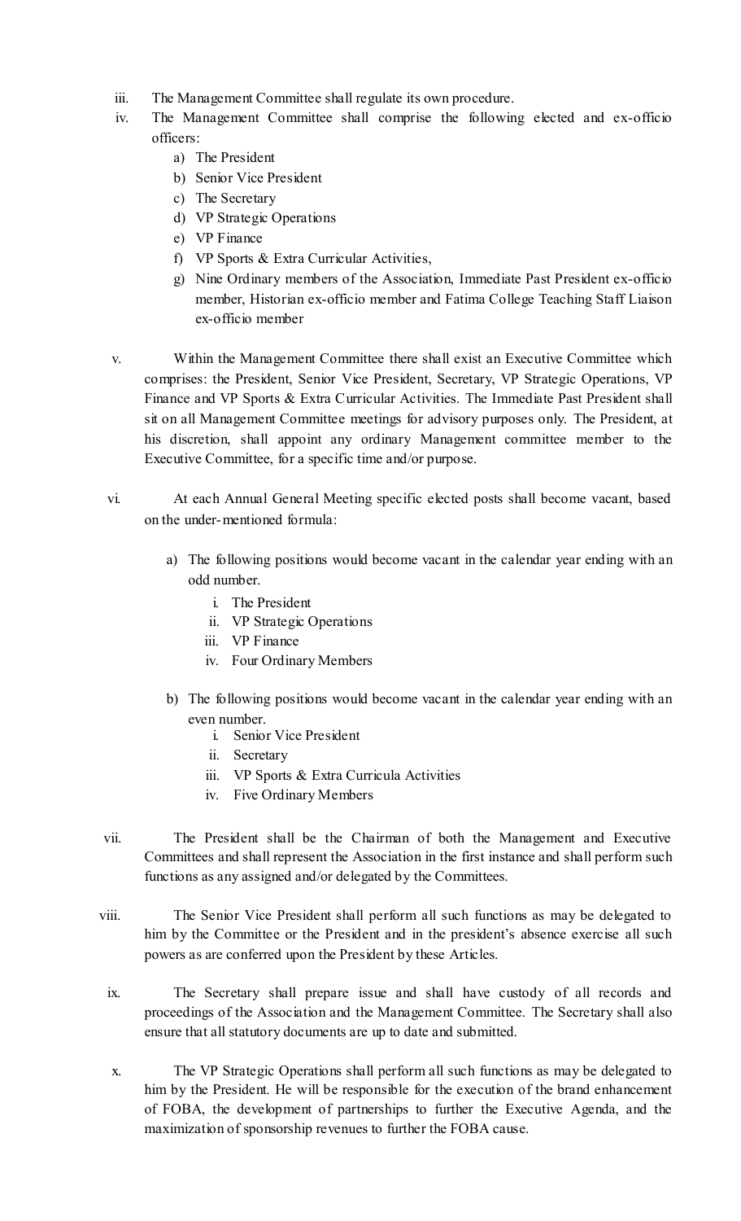iii. The Management Committee shall regulate its own procedure.

iv. The Management Committee shall comprise the following elected and ex-officio officers:

   a) The President
   b) Senior Vice President
   c) The Secretary
   d) VP Strategic Operations
   e) VP Finance
   f) VP Sports & Extra Curricular Activities,
   g) Nine Ordinary members of the Association, Immediate Past President ex-officio member, Historian ex-officio member and Fatima College Teaching Staff Liaison ex-officio member

v. Within the Management Committee there shall exist an Executive Committee which comprises: the President, Senior Vice President, Secretary, VP Strategic Operations, VP Finance and VP Sports & Extra Curricular Activities. The Immediate Past President shall sit on all Management Committee meetings for advisory purposes only. The President, at his discretion, shall appoint any ordinary Management committee member to the Executive Committee, for a specific time and/or purpose.

vi. At each Annual General Meeting specific elected posts shall become vacant, based on the under-mentioned formula:

   a) The following positions would become vacant in the calendar year ending with an odd number.
      i. The President
      ii. VP Strategic Operations
      iii. VP Finance
      iv. Four Ordinary Members

   b) The following positions would become vacant in the calendar year ending with an even number.
      i. Senior Vice President
      ii. Secretary
      iii. VP Sports & Extra Curricula Activities
      iv. Five Ordinary Members

vii. The President shall be the Chairman of both the Management and Executive Committees and shall represent the Association in the first instance and shall perform such functions as any assigned and/or delegated by the Committees.

viii. The Senior Vice President shall perform all such functions as may be delegated to him by the Committee or the President and in the president's absence exercise all such powers as are conferred upon the President by these Articles.

ix. The Secretary shall prepare issue and shall have custody of all records and proceedings of the Association and the Management Committee. The Secretary shall also ensure that all statutory documents are up to date and submitted.

x. The VP Strategic Operations shall perform all such functions as may be delegated to him by the President. He will be responsible for the execution of the brand enhancement of FOBA, the development of partnerships to further the Executive Agenda, and the maximization of sponsorship revenues to further the FOBA cause.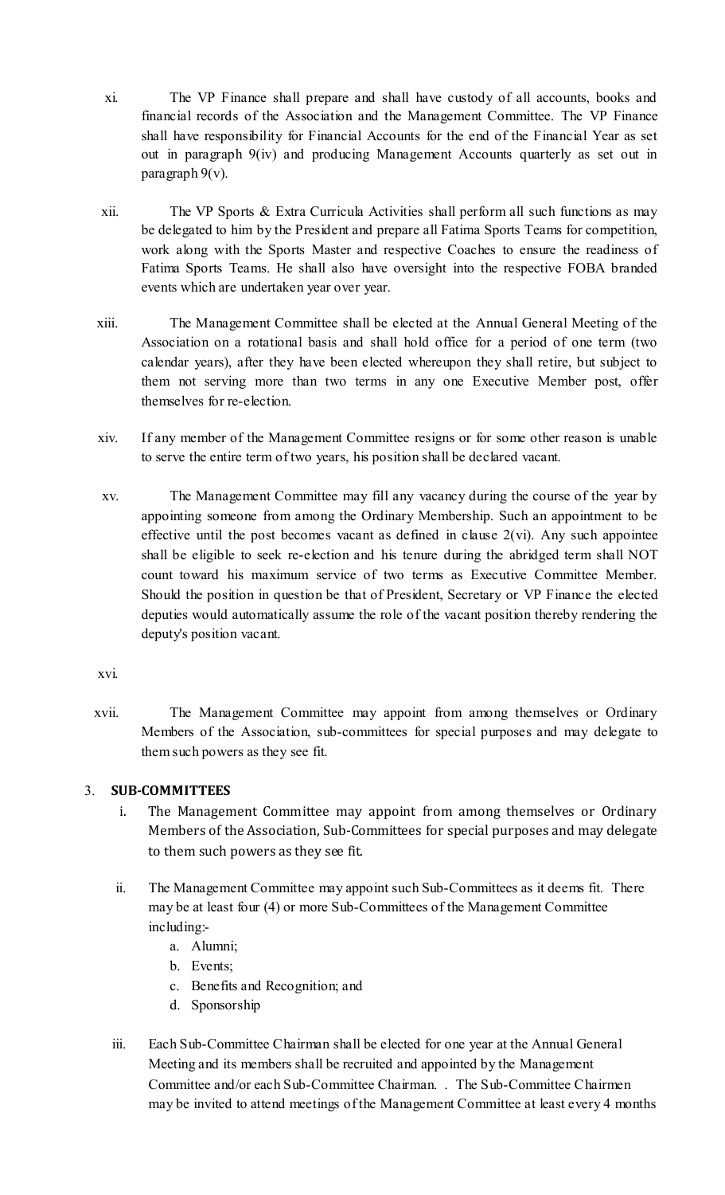xi. The VP Finance shall prepare and shall have custody of all accounts, books and financial records of the Association and the Management Committee. The VP Finance shall have responsibility for Financial Accounts for the end of the Financial Year as set out in paragraph 9(iv) and producing Management Accounts quarterly as set out in paragraph 9(v).

xii. The VP Sports & Extra Curricula Activities shall perform all such functions as may be delegated to him by the President and prepare all Fatima Sports Teams for competition, work along with the Sports Master and respective Coaches to ensure the readiness of Fatima Sports Teams. He shall also have oversight into the respective FOBA branded events which are undertaken year over year.

xiii. The Management Committee shall be elected at the Annual General Meeting of the Association on a rotational basis and shall hold office for a period of one term (two calendar years), after they have been elected whereupon they shall retire, but subject to them not serving more than two terms in any one Executive Member post, offer themselves for re-election.

xiv. If any member of the Management Committee resigns or for some other reason is unable to serve the entire term of two years, his position shall be declared vacant.

xv. The Management Committee may fill any vacancy during the course of the year by appointing someone from among the Ordinary Membership. Such an appointment to be effective until the post becomes vacant as defined in clause 2(vi). Any such appointee shall be eligible to seek re-election and his tenure during the abridged term shall NOT count toward his maximum service of two terms as Executive Committee Member. Should the position in question be that of President, Secretary or VP Finance the elected deputies would automatically assume the role of the vacant position thereby rendering the deputy's position vacant.

xvi.

xvii. The Management Committee may appoint from among themselves or Ordinary Members of the Association, sub-committees for special purposes and may delegate to them such powers as they see fit.

3. **SUB-COMMITTEES**

   i. The Management Committee may appoint from among themselves or Ordinary Members of the Association, Sub-Committees for special purposes and may delegate to them such powers as they see fit.

   ii. The Management Committee may appoint such Sub-Committees as it deems fit. There may be at least four (4) or more Sub-Committees of the Management Committee including:-
      a. Alumni;
      b. Events;
      c. Benefits and Recognition; and
      d. Sponsorship

   iii. Each Sub-Committee Chairman shall be elected for one year at the Annual General Meeting and its members shall be recruited and appointed by the Management Committee and/or each Sub-Committee Chairman. . The Sub-Committee Chairmen may be invited to attend meetings of the Management Committee at least every 4 months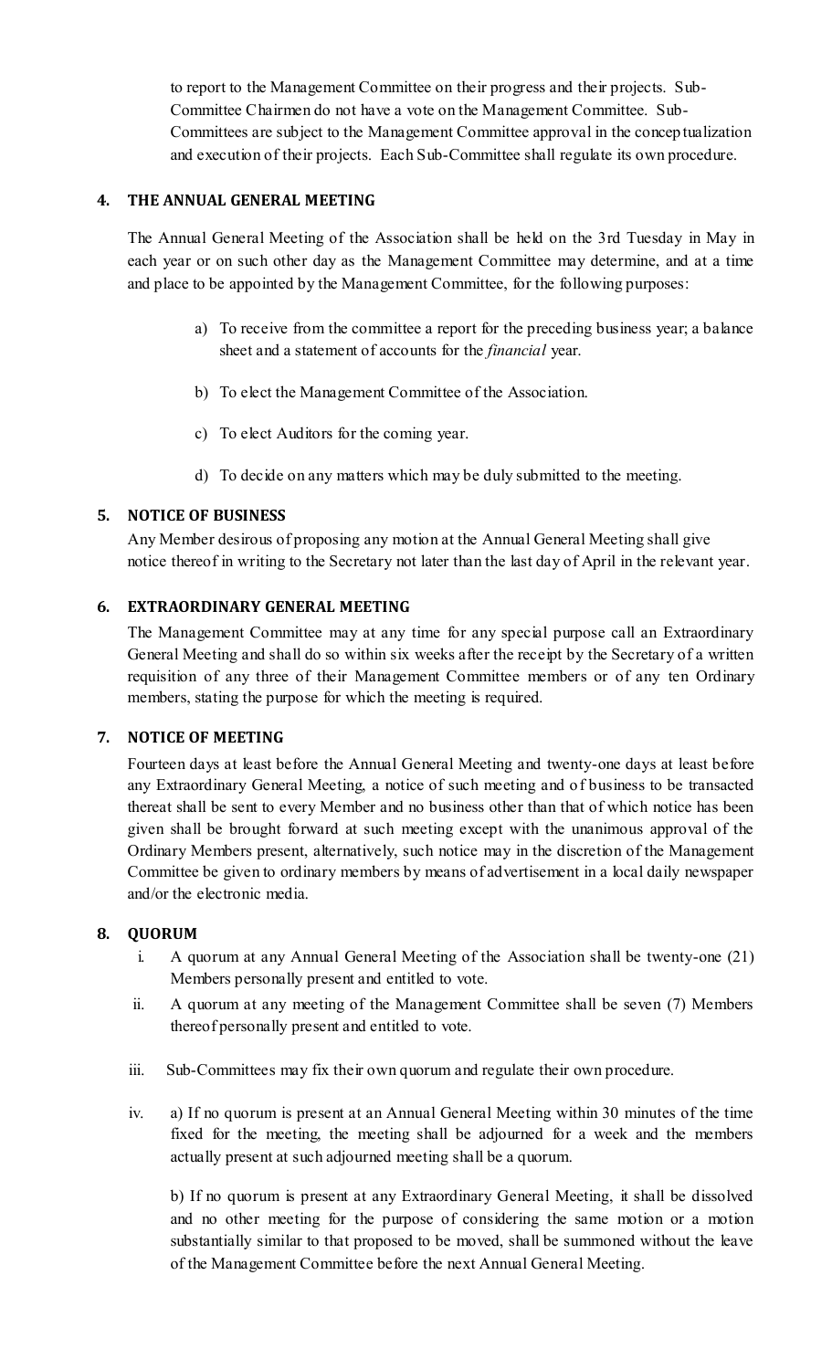to report to the Management Committee on their progress and their projects. Sub-Committee Chairmen do not have a vote on the Management Committee. Sub-Committees are subject to the Management Committee approval in the conceptualization and execution of their projects. Each Sub-Committee shall regulate its own procedure.

## 4. THE ANNUAL GENERAL MEETING

The Annual General Meeting of the Association shall be held on the 3rd Tuesday in May in each year or on such other day as the Management Committee may determine, and at a time and place to be appointed by the Management Committee, for the following purposes:

a) To receive from the committee a report for the preceding business year; a balance sheet and a statement of accounts for the *financial* year.

b) To elect the Management Committee of the Association.

c) To elect Auditors for the coming year.

d) To decide on any matters which may be duly submitted to the meeting.

## 5. NOTICE OF BUSINESS

Any Member desirous of proposing any motion at the Annual General Meeting shall give notice thereof in writing to the Secretary not later than the last day of April in the relevant year.

## 6. EXTRAORDINARY GENERAL MEETING

The Management Committee may at any time for any special purpose call an Extraordinary General Meeting and shall do so within six weeks after the receipt by the Secretary of a written requisition of any three of their Management Committee members or of any ten Ordinary members, stating the purpose for which the meeting is required.

## 7. NOTICE OF MEETING

Fourteen days at least before the Annual General Meeting and twenty-one days at least before any Extraordinary General Meeting, a notice of such meeting and of business to be transacted thereat shall be sent to every Member and no business other than that of which notice has been given shall be brought forward at such meeting except with the unanimous approval of the Ordinary Members present, alternatively, such notice may in the discretion of the Management Committee be given to ordinary members by means of advertisement in a local daily newspaper and/or the electronic media.

## 8. QUORUM

i. A quorum at any Annual General Meeting of the Association shall be twenty-one (21) Members personally present and entitled to vote.

ii. A quorum at any meeting of the Management Committee shall be seven (7) Members thereof personally present and entitled to vote.

iii. Sub-Committees may fix their own quorum and regulate their own procedure.

iv. a) If no quorum is present at an Annual General Meeting within 30 minutes of the time fixed for the meeting, the meeting shall be adjourned for a week and the members actually present at such adjourned meeting shall be a quorum.

b) If no quorum is present at any Extraordinary General Meeting, it shall be dissolved and no other meeting for the purpose of considering the same motion or a motion substantially similar to that proposed to be moved, shall be summoned without the leave of the Management Committee before the next Annual General Meeting.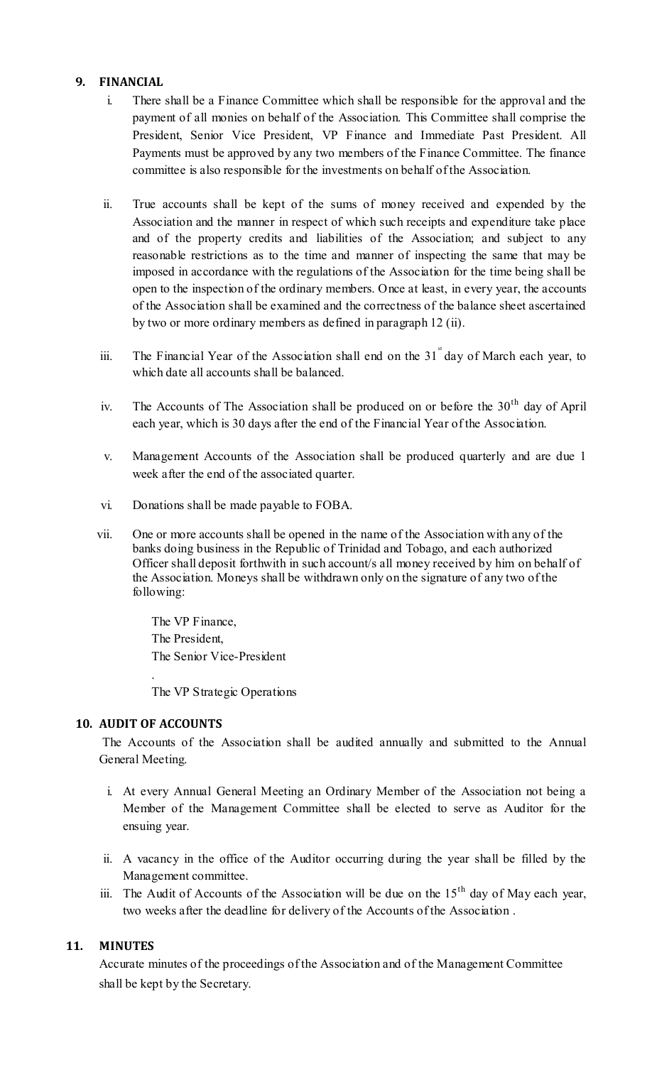## 9. FINANCIAL

i. There shall be a Finance Committee which shall be responsible for the approval and the payment of all monies on behalf of the Association. This Committee shall comprise the President, Senior Vice President, VP Finance and Immediate Past President. All Payments must be approved by any two members of the Finance Committee. The finance committee is also responsible for the investments on behalf of the Association.

ii. True accounts shall be kept of the sums of money received and expended by the Association and the manner in respect of which such receipts and expenditure take place and of the property credits and liabilities of the Association; and subject to any reasonable restrictions as to the time and manner of inspecting the same that may be imposed in accordance with the regulations of the Association for the time being shall be open to the inspection of the ordinary members. Once at least, in every year, the accounts of the Association shall be examined and the correctness of the balance sheet ascertained by two or more ordinary members as defined in paragraph 12 (ii).

iii. The Financial Year of the Association shall end on the 31st day of March each year, to which date all accounts shall be balanced.

iv. The Accounts of The Association shall be produced on or before the 30th day of April each year, which is 30 days after the end of the Financial Year of the Association.

v. Management Accounts of the Association shall be produced quarterly and are due 1 week after the end of the associated quarter.

vi. Donations shall be made payable to FOBA.

vii. One or more accounts shall be opened in the name of the Association with any of the banks doing business in the Republic of Trinidad and Tobago, and each authorized Officer shall deposit forthwith in such account/s all money received by him on behalf of the Association. Moneys shall be withdrawn only on the signature of any two of the following:

The VP Finance,
The President,
The Senior Vice-President
.
The VP Strategic Operations

## 10. AUDIT OF ACCOUNTS

The Accounts of the Association shall be audited annually and submitted to the Annual General Meeting.

i. At every Annual General Meeting an Ordinary Member of the Association not being a Member of the Management Committee shall be elected to serve as Auditor for the ensuing year.

ii. A vacancy in the office of the Auditor occurring during the year shall be filled by the Management committee.

iii. The Audit of Accounts of the Association will be due on the 15th day of May each year, two weeks after the deadline for delivery of the Accounts of the Association .

## 11. MINUTES

Accurate minutes of the proceedings of the Association and of the Management Committee shall be kept by the Secretary.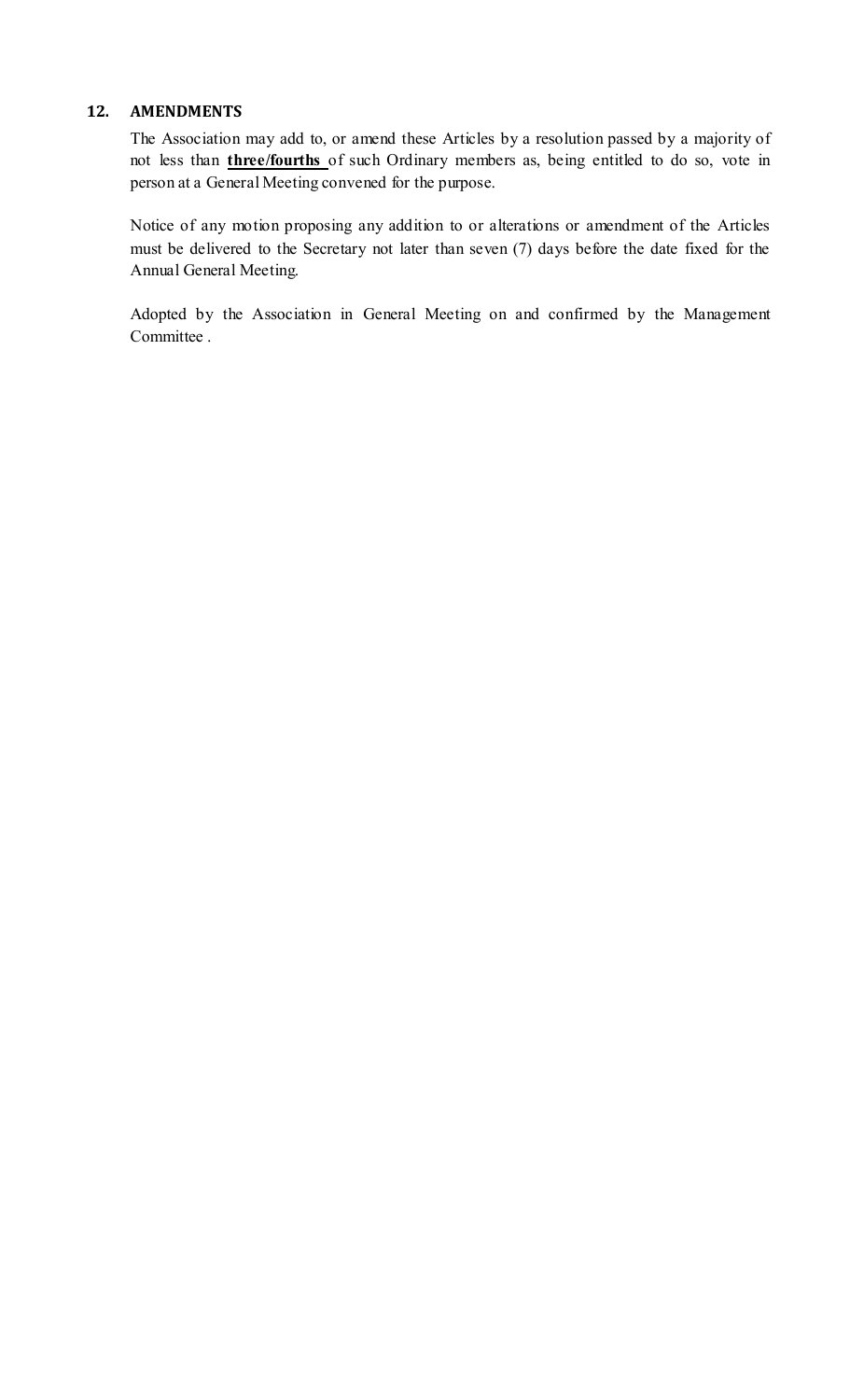## 12. AMENDMENTS

The Association may add to, or amend these Articles by a resolution passed by a majority of not less than **three/fourths** of such Ordinary members as, being entitled to do so, vote in person at a General Meeting convened for the purpose.

Notice of any motion proposing any addition to or alterations or amendment of the Articles must be delivered to the Secretary not later than seven (7) days before the date fixed for the Annual General Meeting.

Adopted by the Association in General Meeting on and confirmed by the Management Committee .